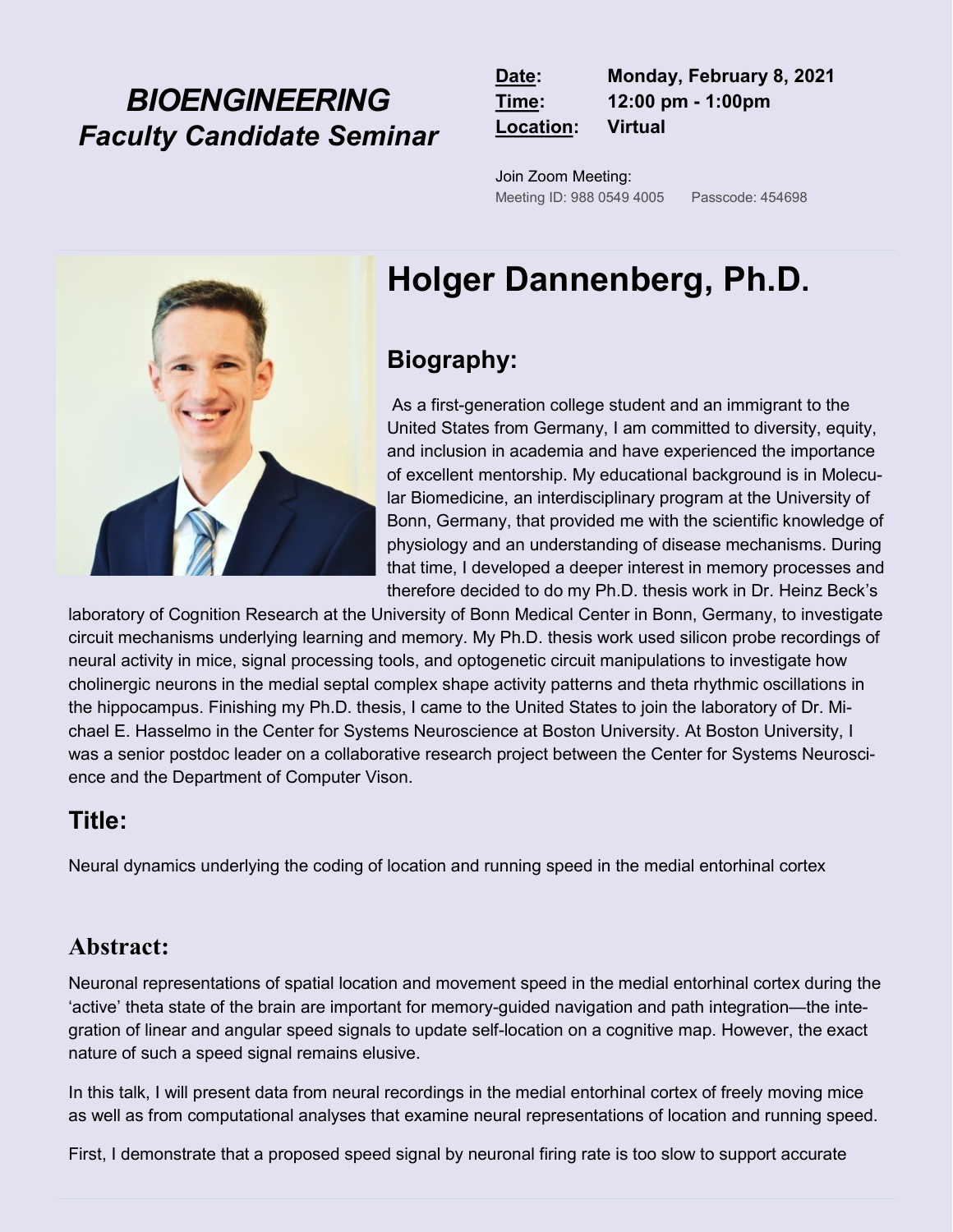# *BIOENGINEERING*
## *Faculty Candidate Seminar*

**Date:** **Monday, February 8, 2021**
**Time:** **12:00 pm - 1:00pm**
**Location:** **Virtual**

Join Zoom Meeting:
Meeting ID: 988 0549 4005     Passcode: 454698

# Holger Dannenberg, Ph.D.

## Biography:

As a first-generation college student and an immigrant to the United States from Germany, I am committed to diversity, equity, and inclusion in academia and have experienced the importance of excellent mentorship. My educational background is in Molecular Biomedicine, an interdisciplinary program at the University of Bonn, Germany, that provided me with the scientific knowledge of physiology and an understanding of disease mechanisms. During that time, I developed a deeper interest in memory processes and therefore decided to do my Ph.D. thesis work in Dr. Heinz Beck's laboratory of Cognition Research at the University of Bonn Medical Center in Bonn, Germany, to investigate circuit mechanisms underlying learning and memory. My Ph.D. thesis work used silicon probe recordings of neural activity in mice, signal processing tools, and optogenetic circuit manipulations to investigate how cholinergic neurons in the medial septal complex shape activity patterns and theta rhythmic oscillations in the hippocampus. Finishing my Ph.D. thesis, I came to the United States to join the laboratory of Dr. Michael E. Hasselmo in the Center for Systems Neuroscience at Boston University. At Boston University, I was a senior postdoc leader on a collaborative research project between the Center for Systems Neuroscience and the Department of Computer Vison.

## Title:

Neural dynamics underlying the coding of location and running speed in the medial entorhinal cortex

## Abstract:

Neuronal representations of spatial location and movement speed in the medial entorhinal cortex during the 'active' theta state of the brain are important for memory-guided navigation and path integration—the integration of linear and angular speed signals to update self-location on a cognitive map. However, the exact nature of such a speed signal remains elusive.

In this talk, I will present data from neural recordings in the medial entorhinal cortex of freely moving mice as well as from computational analyses that examine neural representations of location and running speed.

First, I demonstrate that a proposed speed signal by neuronal firing rate is too slow to support accurate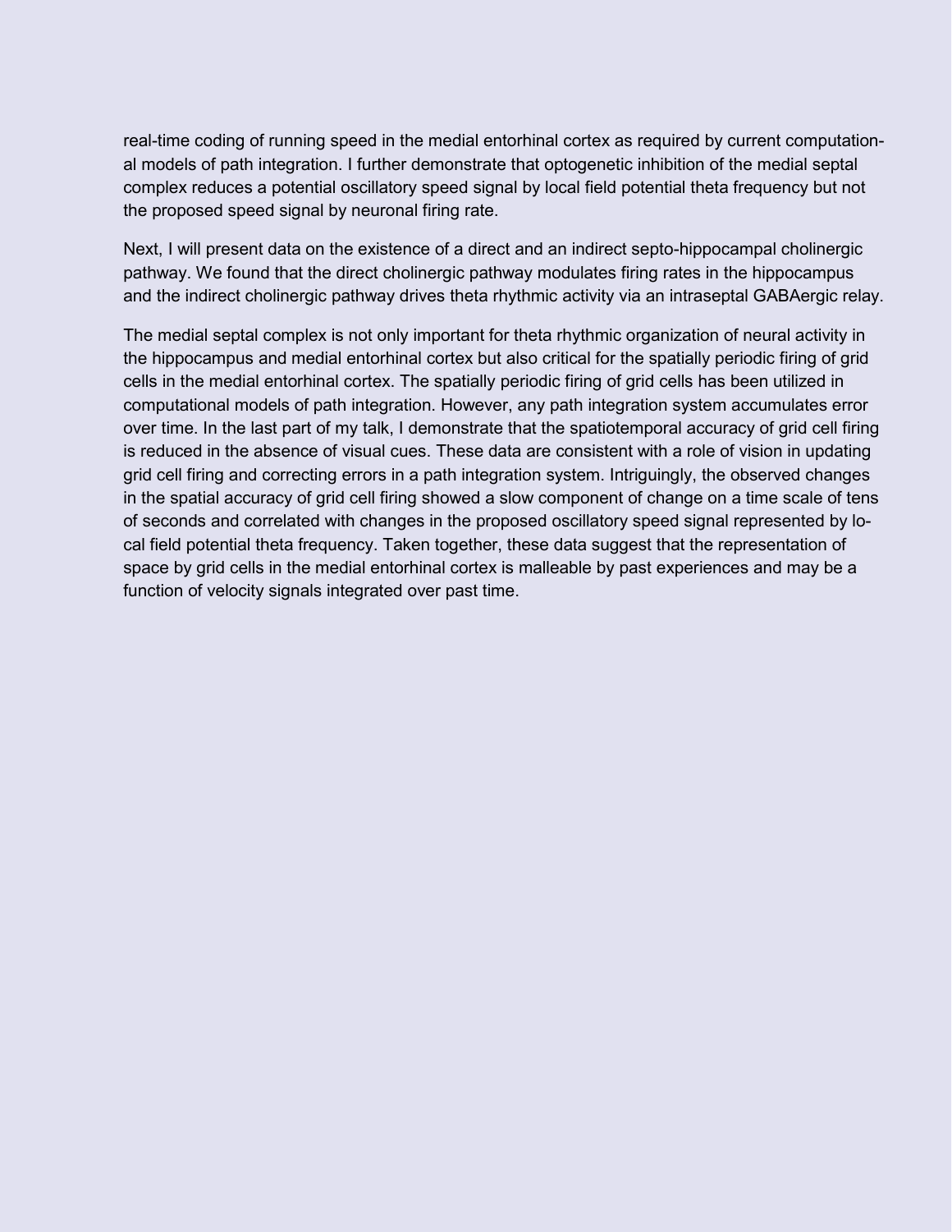real-time coding of running speed in the medial entorhinal cortex as required by current computational models of path integration. I further demonstrate that optogenetic inhibition of the medial septal complex reduces a potential oscillatory speed signal by local field potential theta frequency but not the proposed speed signal by neuronal firing rate.

Next, I will present data on the existence of a direct and an indirect septo-hippocampal cholinergic pathway. We found that the direct cholinergic pathway modulates firing rates in the hippocampus and the indirect cholinergic pathway drives theta rhythmic activity via an intraseptal GABAergic relay.

The medial septal complex is not only important for theta rhythmic organization of neural activity in the hippocampus and medial entorhinal cortex but also critical for the spatially periodic firing of grid cells in the medial entorhinal cortex. The spatially periodic firing of grid cells has been utilized in computational models of path integration. However, any path integration system accumulates error over time. In the last part of my talk, I demonstrate that the spatiotemporal accuracy of grid cell firing is reduced in the absence of visual cues. These data are consistent with a role of vision in updating grid cell firing and correcting errors in a path integration system. Intriguingly, the observed changes in the spatial accuracy of grid cell firing showed a slow component of change on a time scale of tens of seconds and correlated with changes in the proposed oscillatory speed signal represented by local field potential theta frequency. Taken together, these data suggest that the representation of space by grid cells in the medial entorhinal cortex is malleable by past experiences and may be a function of velocity signals integrated over past time.